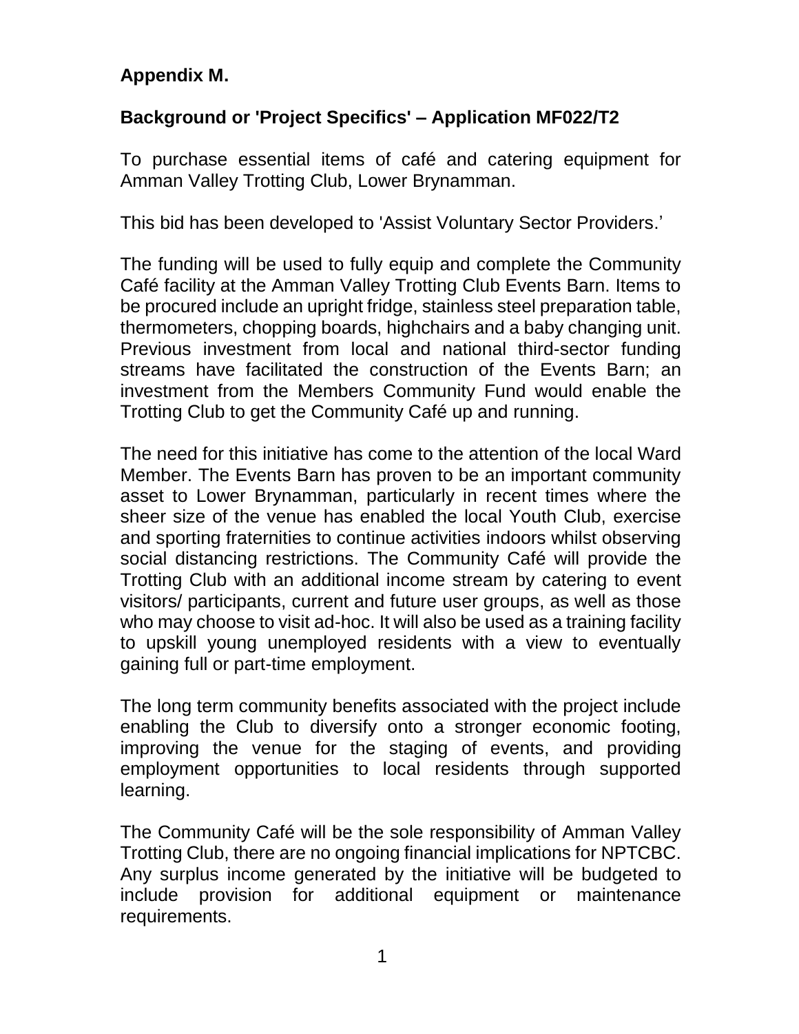**Appendix M.**

**Background or 'Project Specifics' – Application MF022/T2**

To purchase essential items of café and catering equipment for Amman Valley Trotting Club, Lower Brynamman.

This bid has been developed to 'Assist Voluntary Sector Providers.'

The funding will be used to fully equip and complete the Community Café facility at the Amman Valley Trotting Club Events Barn. Items to be procured include an upright fridge, stainless steel preparation table, thermometers, chopping boards, highchairs and a baby changing unit. Previous investment from local and national third-sector funding streams have facilitated the construction of the Events Barn; an investment from the Members Community Fund would enable the Trotting Club to get the Community Café up and running.

The need for this initiative has come to the attention of the local Ward Member. The Events Barn has proven to be an important community asset to Lower Brynamman, particularly in recent times where the sheer size of the venue has enabled the local Youth Club, exercise and sporting fraternities to continue activities indoors whilst observing social distancing restrictions. The Community Café will provide the Trotting Club with an additional income stream by catering to event visitors/ participants, current and future user groups, as well as those who may choose to visit ad-hoc. It will also be used as a training facility to upskill young unemployed residents with a view to eventually gaining full or part-time employment.

The long term community benefits associated with the project include enabling the Club to diversify onto a stronger economic footing, improving the venue for the staging of events, and providing employment opportunities to local residents through supported learning.

The Community Café will be the sole responsibility of Amman Valley Trotting Club, there are no ongoing financial implications for NPTCBC. Any surplus income generated by the initiative will be budgeted to include provision for additional equipment or maintenance requirements.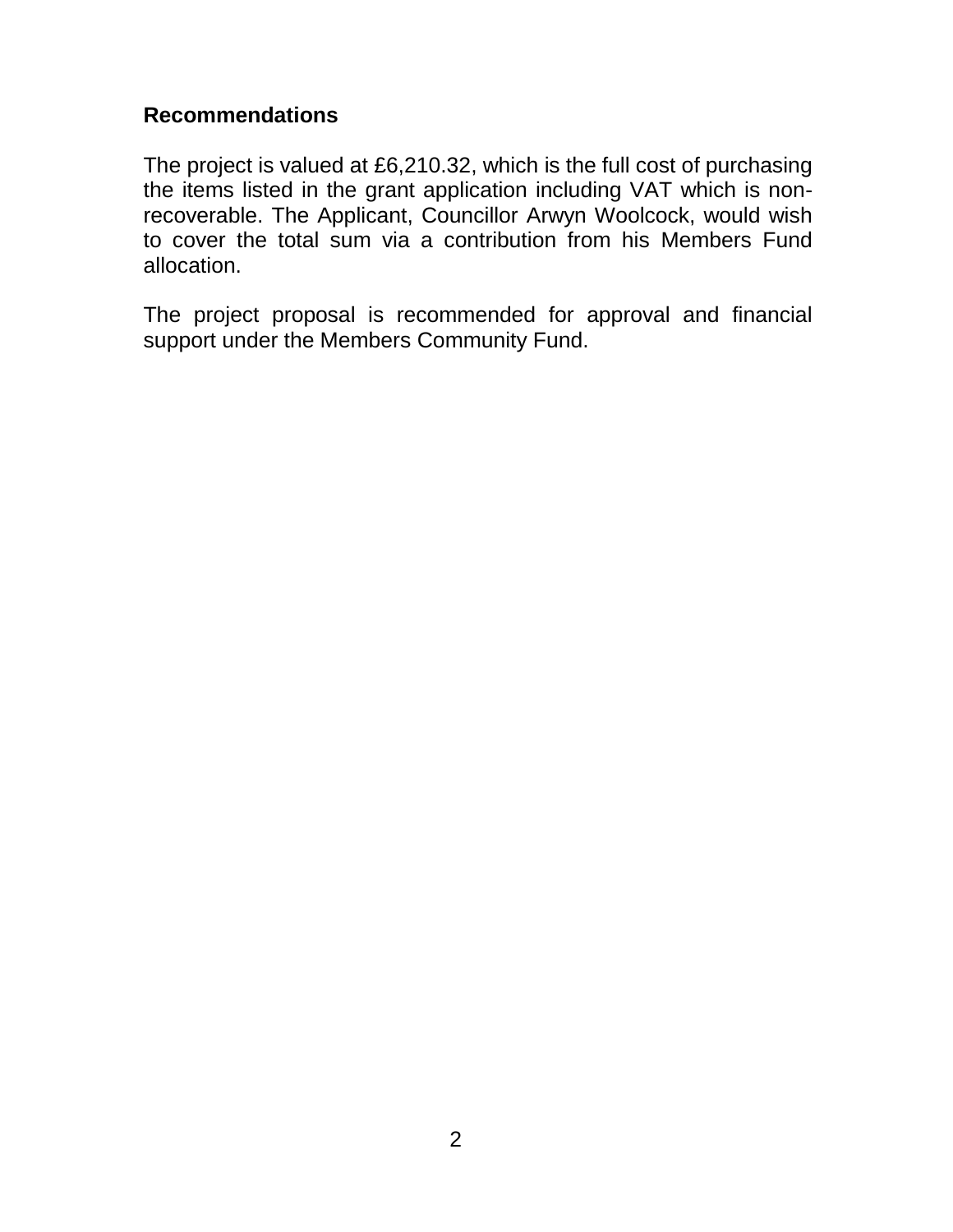## Recommendations

The project is valued at £6,210.32, which is the full cost of purchasing the items listed in the grant application including VAT which is non-recoverable. The Applicant, Councillor Arwyn Woolcock, would wish to cover the total sum via a contribution from his Members Fund allocation.

The project proposal is recommended for approval and financial support under the Members Community Fund.